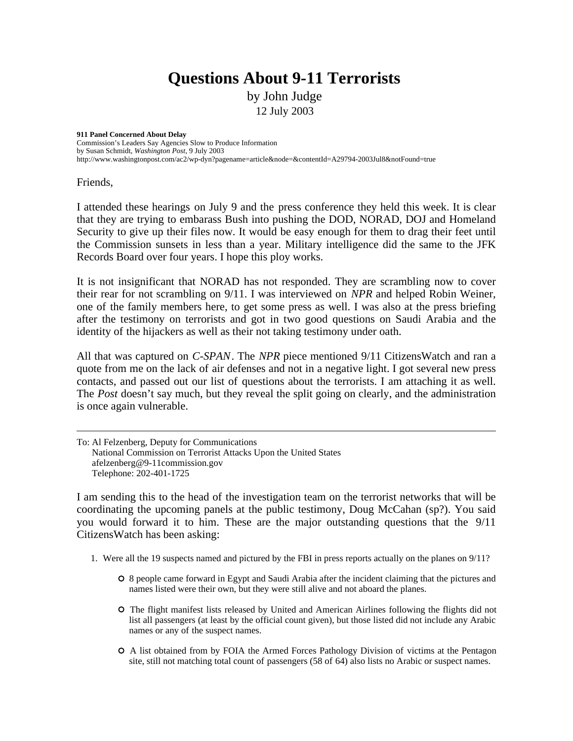# Questions About 9-11 Terrorists

by John Judge

12 July 2003

**911 Panel Concerned About Delay**
Commission's Leaders Say Agencies Slow to Produce Information
by Susan Schmidt, *Washington Post*, 9 July 2003
http://www.washingtonpost.com/ac2/wp-dyn?pagename=article&node=&contentId=A29794-2003Jul8&notFound=true

Friends,

I attended these hearings on July 9 and the press conference they held this week. It is clear that they are trying to embarass Bush into pushing the DOD, NORAD, DOJ and Homeland Security to give up their files now. It would be easy enough for them to drag their feet until the Commission sunsets in less than a year. Military intelligence did the same to the JFK Records Board over four years. I hope this ploy works.

It is not insignificant that NORAD has not responded. They are scrambling now to cover their rear for not scrambling on 9/11. I was interviewed on *NPR* and helped Robin Weiner, one of the family members here, to get some press as well. I was also at the press briefing after the testimony on terrorists and got in two good questions on Saudi Arabia and the identity of the hijackers as well as their not taking testimony under oath.

All that was captured on *C-SPAN*. The *NPR* piece mentioned 9/11 CitizensWatch and ran a quote from me on the lack of air defenses and not in a negative light. I got several new press contacts, and passed out our list of questions about the terrorists. I am attaching it as well. The *Post* doesn't say much, but they reveal the split going on clearly, and the administration is once again vulnerable.

---

To: Al Felzenberg, Deputy for Communications
National Commission on Terrorist Attacks Upon the United States
afelzenberg@9-11commission.gov
Telephone: 202-401-1725

I am sending this to the head of the investigation team on the terrorist networks that will be coordinating the upcoming panels at the public testimony, Doug McCahan (sp?). You said you would forward it to him. These are the major outstanding questions that the 9/11 CitizensWatch has been asking:

1. Were all the 19 suspects named and pictured by the FBI in press reports actually on the planes on 9/11?
   - 8 people came forward in Egypt and Saudi Arabia after the incident claiming that the pictures and names listed were their own, but they were still alive and not aboard the planes.
   - The flight manifest lists released by United and American Airlines following the flights did not list all passengers (at least by the official count given), but those listed did not include any Arabic names or any of the suspect names.
   - A list obtained from by FOIA the Armed Forces Pathology Division of victims at the Pentagon site, still not matching total count of passengers (58 of 64) also lists no Arabic or suspect names.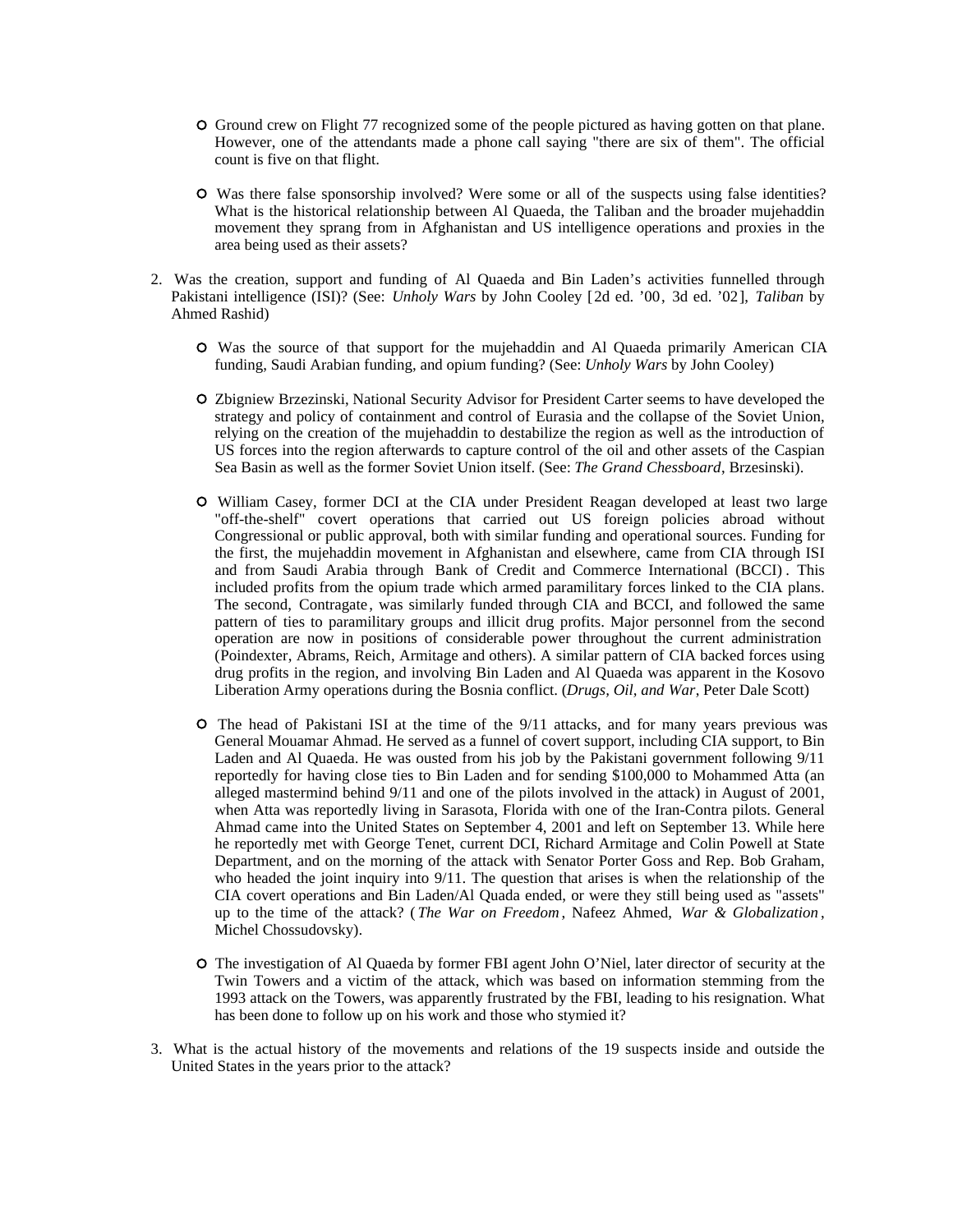- Ground crew on Flight 77 recognized some of the people pictured as having gotten on that plane. However, one of the attendants made a phone call saying "there are six of them". The official count is five on that flight.
- Was there false sponsorship involved? Were some or all of the suspects using false identities? What is the historical relationship between Al Quaeda, the Taliban and the broader mujehaddin movement they sprang from in Afghanistan and US intelligence operations and proxies in the area being used as their assets?

2. Was the creation, support and funding of Al Quaeda and Bin Laden's activities funnelled through Pakistani intelligence (ISI)? (See: *Unholy Wars* by John Cooley [2d ed. '00, 3d ed. '02], *Taliban* by Ahmed Rashid)

   - Was the source of that support for the mujehaddin and Al Quaeda primarily American CIA funding, Saudi Arabian funding, and opium funding? (See: *Unholy Wars* by John Cooley)
   - Zbigniew Brzezinski, National Security Advisor for President Carter seems to have developed the strategy and policy of containment and control of Eurasia and the collapse of the Soviet Union, relying on the creation of the mujehaddin to destabilize the region as well as the introduction of US forces into the region afterwards to capture control of the oil and other assets of the Caspian Sea Basin as well as the former Soviet Union itself. (See: *The Grand Chessboard*, Brzesinski).
   - William Casey, former DCI at the CIA under President Reagan developed at least two large "off-the-shelf" covert operations that carried out US foreign policies abroad without Congressional or public approval, both with similar funding and operational sources. Funding for the first, the mujehaddin movement in Afghanistan and elsewhere, came from CIA through ISI and from Saudi Arabia through Bank of Credit and Commerce International (BCCI). This included profits from the opium trade which armed paramilitary forces linked to the CIA plans. The second, Contragate, was similarly funded through CIA and BCCI, and followed the same pattern of ties to paramilitary groups and illicit drug profits. Major personnel from the second operation are now in positions of considerable power throughout the current administration (Poindexter, Abrams, Reich, Armitage and others). A similar pattern of CIA backed forces using drug profits in the region, and involving Bin Laden and Al Quaeda was apparent in the Kosovo Liberation Army operations during the Bosnia conflict. (*Drugs, Oil, and War*, Peter Dale Scott)
   - The head of Pakistani ISI at the time of the 9/11 attacks, and for many years previous was General Mouamar Ahmad. He served as a funnel of covert support, including CIA support, to Bin Laden and Al Quaeda. He was ousted from his job by the Pakistani government following 9/11 reportedly for having close ties to Bin Laden and for sending $100,000 to Mohammed Atta (an alleged mastermind behind 9/11 and one of the pilots involved in the attack) in August of 2001, when Atta was reportedly living in Sarasota, Florida with one of the Iran-Contra pilots. General Ahmad came into the United States on September 4, 2001 and left on September 13. While here he reportedly met with George Tenet, current DCI, Richard Armitage and Colin Powell at State Department, and on the morning of the attack with Senator Porter Goss and Rep. Bob Graham, who headed the joint inquiry into 9/11. The question that arises is when the relationship of the CIA covert operations and Bin Laden/Al Quada ended, or were they still being used as "assets" up to the time of the attack? (*The War on Freedom*, Nafeez Ahmed, *War & Globalization*, Michel Chossudovsky).
   - The investigation of Al Quaeda by former FBI agent John O'Niel, later director of security at the Twin Towers and a victim of the attack, which was based on information stemming from the 1993 attack on the Towers, was apparently frustrated by the FBI, leading to his resignation. What has been done to follow up on his work and those who stymied it?

3. What is the actual history of the movements and relations of the 19 suspects inside and outside the United States in the years prior to the attack?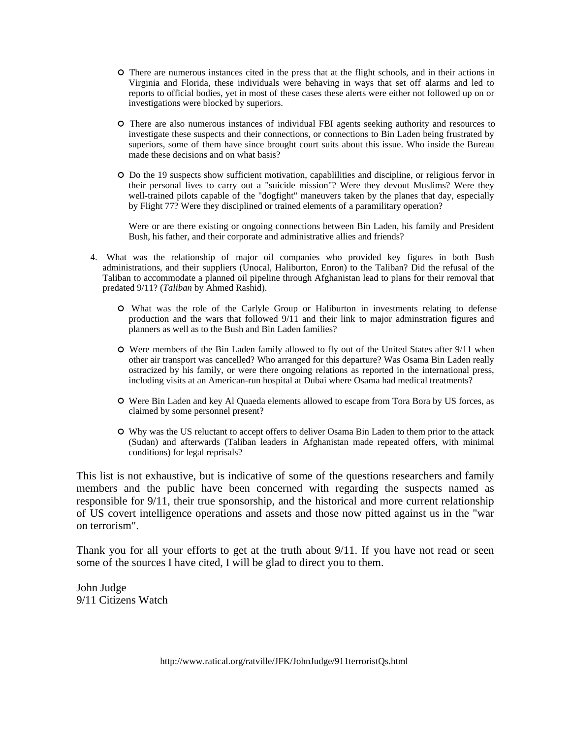- There are numerous instances cited in the press that at the flight schools, and in their actions in Virginia and Florida, these individuals were behaving in ways that set off alarms and led to reports to official bodies, yet in most of these cases these alerts were either not followed up on or investigations were blocked by superiors.

- There are also numerous instances of individual FBI agents seeking authority and resources to investigate these suspects and their connections, or connections to Bin Laden being frustrated by superiors, some of them have since brought court suits about this issue. Who inside the Bureau made these decisions and on what basis?

- Do the 19 suspects show sufficient motivation, capablilities and discipline, or religious fervor in their personal lives to carry out a "suicide mission"? Were they devout Muslims? Were they well-trained pilots capable of the "dogfight" maneuvers taken by the planes that day, especially by Flight 77? Were they disciplined or trained elements of a paramilitary operation?

  Were or are there existing or ongoing connections between Bin Laden, his family and President Bush, his father, and their corporate and administrative allies and friends?

4. What was the relationship of major oil companies who provided key figures in both Bush administrations, and their suppliers (Unocal, Haliburton, Enron) to the Taliban? Did the refusal of the Taliban to accommodate a planned oil pipeline through Afghanistan lead to plans for their removal that predated 9/11? (*Taliban* by Ahmed Rashid).

   - What was the role of the Carlyle Group or Haliburton in investments relating to defense production and the wars that followed 9/11 and their link to major adminstration figures and planners as well as to the Bush and Bin Laden families?

   - Were members of the Bin Laden family allowed to fly out of the United States after 9/11 when other air transport was cancelled? Who arranged for this departure? Was Osama Bin Laden really ostracized by his family, or were there ongoing relations as reported in the international press, including visits at an American-run hospital at Dubai where Osama had medical treatments?

   - Were Bin Laden and key Al Quaeda elements allowed to escape from Tora Bora by US forces, as claimed by some personnel present?

   - Why was the US reluctant to accept offers to deliver Osama Bin Laden to them prior to the attack (Sudan) and afterwards (Taliban leaders in Afghanistan made repeated offers, with minimal conditions) for legal reprisals?

This list is not exhaustive, but is indicative of some of the questions researchers and family members and the public have been concerned with regarding the suspects named as responsible for 9/11, their true sponsorship, and the historical and more current relationship of US covert intelligence operations and assets and those now pitted against us in the "war on terrorism".

Thank you for all your efforts to get at the truth about 9/11. If you have not read or seen some of the sources I have cited, I will be glad to direct you to them.

John Judge
9/11 Citizens Watch

http://www.ratical.org/ratville/JFK/JohnJudge/911terroristQs.html